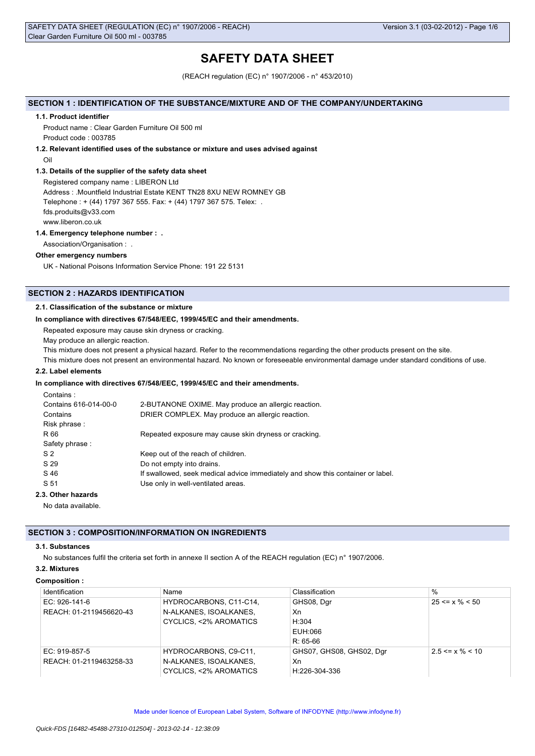# SAFETY DATA SHEET

(REACH regulation (EC) n° 1907/2006 - n° 453/2010)

## SECTION 1 : IDENTIFICATION OF THE SUBSTANCE/MIXTURE AND OF THE COMPANY/UNDERTAKING

### 1.1. Product identifier

Product name : Clear Garden Furniture Oil 500 ml

Product code : 003785

### 1.2. Relevant identified uses of the substance or mixture and uses advised against

Oil

### 1.3. Details of the supplier of the safety data sheet

Registered company name : LIBERON Ltd

Address : .Mountfield Industrial Estate KENT TN28 8XU NEW ROMNEY GB

Telephone : + (44) 1797 367 555. Fax: + (44) 1797 367 575. Telex: .

fds.produits@v33.com

www.liberon.co.uk

### 1.4. Emergency telephone number : .

Association/Organisation : .

**Other emergency numbers**

UK - National Poisons Information Service Phone: 191 22 5131

## SECTION 2 : HAZARDS IDENTIFICATION

### 2.1. Classification of the substance or mixture

**In compliance with directives 67/548/EEC, 1999/45/EC and their amendments.**

Repeated exposure may cause skin dryness or cracking.

May produce an allergic reaction.

This mixture does not present a physical hazard. Refer to the recommendations regarding the other products present on the site.

This mixture does not present an environmental hazard. No known or foreseeable environmental damage under standard conditions of use.

### 2.2. Label elements

**In compliance with directives 67/548/EEC, 1999/45/EC and their amendments.**

Contains :

| | |
|---|---|
| Contains 616-014-00-0 | 2-BUTANONE OXIME. May produce an allergic reaction. |
| Contains | DRIER COMPLEX. May produce an allergic reaction. |

Risk phrase :

| | |
|---|---|
| R 66 | Repeated exposure may cause skin dryness or cracking. |

Safety phrase :

| | |
|---|---|
| S 2 | Keep out of the reach of children. |
| S 29 | Do not empty into drains. |
| S 46 | If swallowed, seek medical advice immediately and show this container or label. |
| S 51 | Use only in well-ventilated areas. |

### 2.3. Other hazards

No data available.

## SECTION 3 : COMPOSITION/INFORMATION ON INGREDIENTS

### 3.1. Substances

No substances fulfil the criteria set forth in annexe II section A of the REACH regulation (EC) n° 1907/2006.

### 3.2. Mixtures

**Composition :**

| Identification | Name | Classification | % |
|---|---|---|---|
| EC: 926-141-6<br>REACH: 01-2119456620-43 | HYDROCARBONS, C11-C14, N-ALKANES, ISOALKANES, CYCLICS, <2% AROMATICS | GHS08, Dgr<br>Xn<br>H:304<br>EUH:066<br>R: 65-66 | 25 <= x % < 50 |
| EC: 919-857-5<br>REACH: 01-2119463258-33 | HYDROCARBONS, C9-C11, N-ALKANES, ISOALKANES, CYCLICS, <2% AROMATICS | GHS07, GHS08, GHS02, Dgr<br>Xn<br>H:226-304-336 | 2.5 <= x % < 10 |

Made under licence of European Label System, Software of INFODYNE (http://www.infodyne.fr)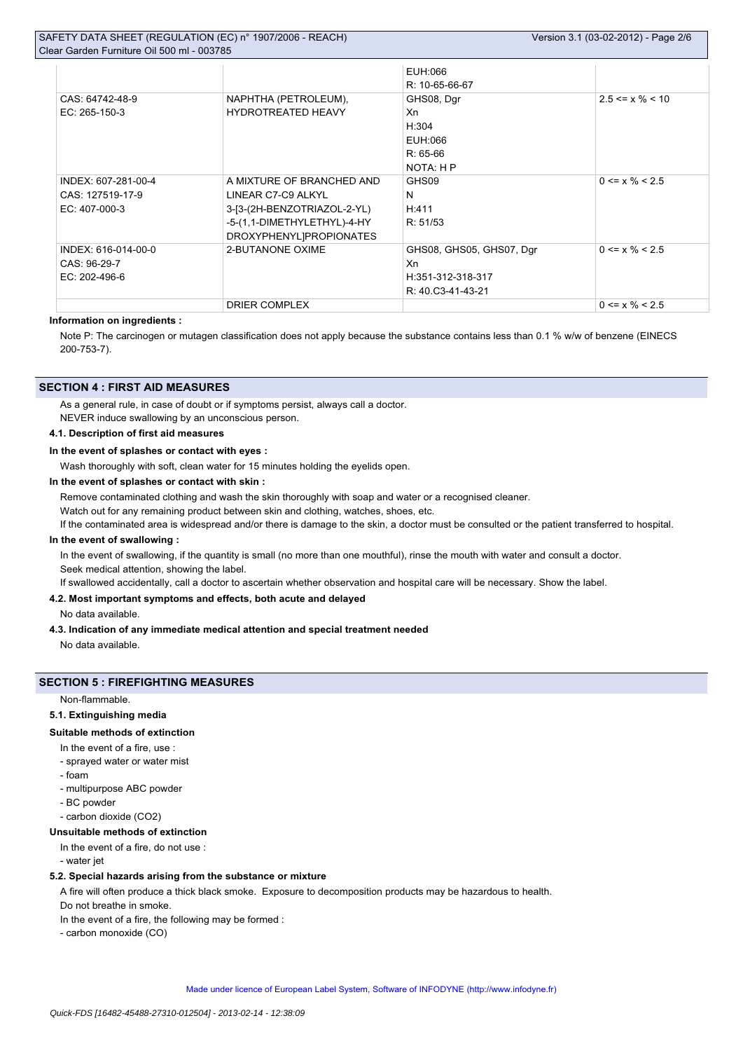| | | | |
|---|---|---|---|
| | | EUH:066<br>R: 10-65-66-67 | |
| CAS: 64742-48-9<br>EC: 265-150-3 | NAPHTHA (PETROLEUM), HYDROTREATED HEAVY | GHS08, Dgr<br>Xn<br>H:304<br>EUH:066<br>R: 65-66<br>NOTA: H P | 2.5 <= x % < 10 |
| INDEX: 607-281-00-4<br>CAS: 127519-17-9<br>EC: 407-000-3 | A MIXTURE OF BRANCHED AND LINEAR C7-C9 ALKYL 3-[3-(2H-BENZOTRIAZOL-2-YL)-5-(1,1-DIMETHYLETHYL)-4-HYDROXYPHENYL]PROPIONATES | GHS09<br>N<br>H:411<br>R: 51/53 | 0 <= x % < 2.5 |
| INDEX: 616-014-00-0<br>CAS: 96-29-7<br>EC: 202-496-6 | 2-BUTANONE OXIME | GHS08, GHS05, GHS07, Dgr<br>Xn<br>H:351-312-318-317<br>R: 40.C3-41-43-21 | 0 <= x % < 2.5 |
| | DRIER COMPLEX | | 0 <= x % < 2.5 |

**Information on ingredients :**

Note P: The carcinogen or mutagen classification does not apply because the substance contains less than 0.1 % w/w of benzene (EINECS 200-753-7).

## SECTION 4 : FIRST AID MEASURES

As a general rule, in case of doubt or if symptoms persist, always call a doctor.
NEVER induce swallowing by an unconscious person.

### 4.1. Description of first aid measures

**In the event of splashes or contact with eyes :**

Wash thoroughly with soft, clean water for 15 minutes holding the eyelids open.

**In the event of splashes or contact with skin :**

Remove contaminated clothing and wash the skin thoroughly with soap and water or a recognised cleaner.
Watch out for any remaining product between skin and clothing, watches, shoes, etc.
If the contaminated area is widespread and/or there is damage to the skin, a doctor must be consulted or the patient transferred to hospital.

**In the event of swallowing :**

In the event of swallowing, if the quantity is small (no more than one mouthful), rinse the mouth with water and consult a doctor.
Seek medical attention, showing the label.
If swallowed accidentally, call a doctor to ascertain whether observation and hospital care will be necessary. Show the label.

### 4.2. Most important symptoms and effects, both acute and delayed

No data available.

### 4.3. Indication of any immediate medical attention and special treatment needed

No data available.

## SECTION 5 : FIREFIGHTING MEASURES

Non-flammable.

### 5.1. Extinguishing media

**Suitable methods of extinction**

In the event of a fire, use :
- sprayed water or water mist
- foam
- multipurpose ABC powder
- BC powder
- carbon dioxide ($CO_2$)

**Unsuitable methods of extinction**

In the event of a fire, do not use :
- water jet

### 5.2. Special hazards arising from the substance or mixture

A fire will often produce a thick black smoke. Exposure to decomposition products may be hazardous to health.
Do not breathe in smoke.
In the event of a fire, the following may be formed :
- carbon monoxide (CO)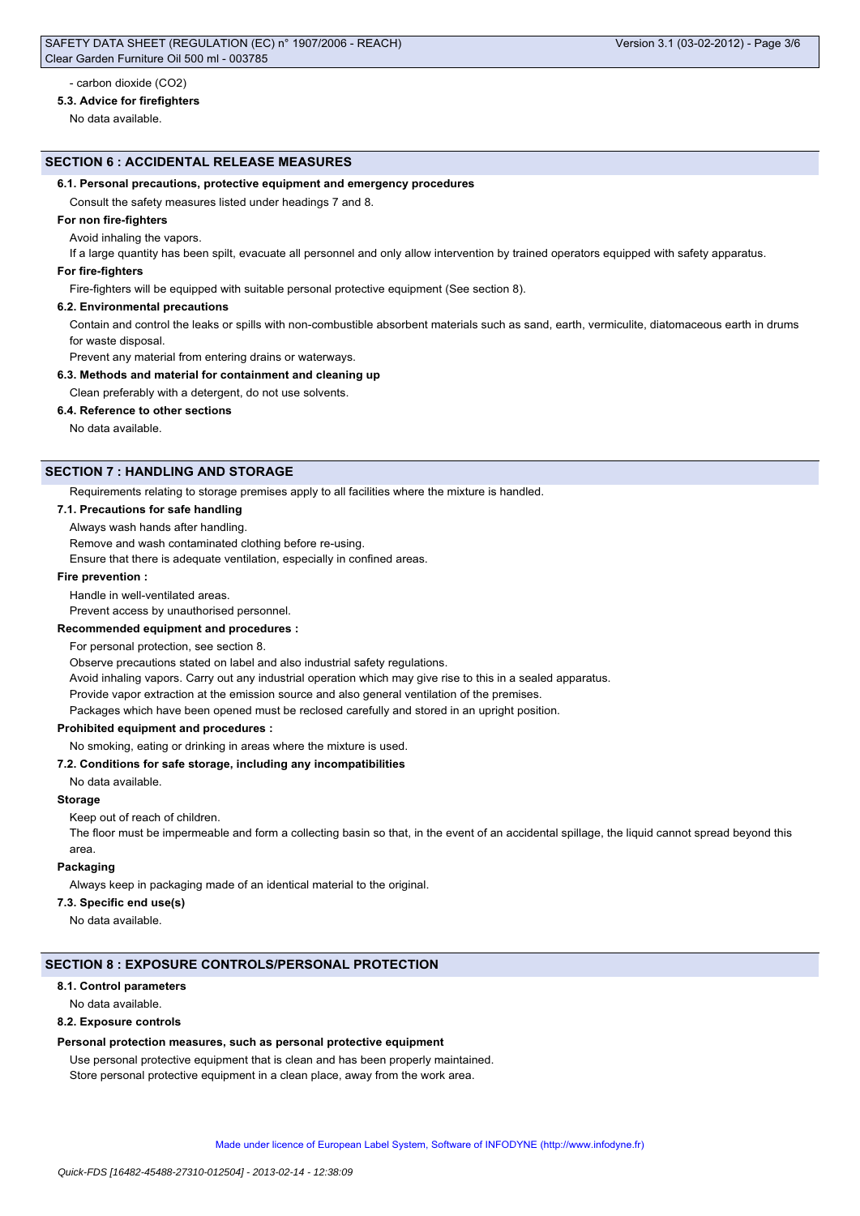- carbon dioxide ($CO_2$)

**5.3. Advice for firefighters**

No data available.

## SECTION 6 : ACCIDENTAL RELEASE MEASURES

**6.1. Personal precautions, protective equipment and emergency procedures**

Consult the safety measures listed under headings 7 and 8.

**For non fire-fighters**

Avoid inhaling the vapors.

If a large quantity has been spilt, evacuate all personnel and only allow intervention by trained operators equipped with safety apparatus.

**For fire-fighters**

Fire-fighters will be equipped with suitable personal protective equipment (See section 8).

**6.2. Environmental precautions**

Contain and control the leaks or spills with non-combustible absorbent materials such as sand, earth, vermiculite, diatomaceous earth in drums for waste disposal.

Prevent any material from entering drains or waterways.

**6.3. Methods and material for containment and cleaning up**

Clean preferably with a detergent, do not use solvents.

**6.4. Reference to other sections**

No data available.

## SECTION 7 : HANDLING AND STORAGE

Requirements relating to storage premises apply to all facilities where the mixture is handled.

**7.1. Precautions for safe handling**

Always wash hands after handling.

Remove and wash contaminated clothing before re-using.

Ensure that there is adequate ventilation, especially in confined areas.

**Fire prevention :**

Handle in well-ventilated areas.

Prevent access by unauthorised personnel.

**Recommended equipment and procedures :**

For personal protection, see section 8.

Observe precautions stated on label and also industrial safety regulations.

Avoid inhaling vapors. Carry out any industrial operation which may give rise to this in a sealed apparatus.

Provide vapor extraction at the emission source and also general ventilation of the premises.

Packages which have been opened must be reclosed carefully and stored in an upright position.

**Prohibited equipment and procedures :**

No smoking, eating or drinking in areas where the mixture is used.

**7.2. Conditions for safe storage, including any incompatibilities**

No data available.

**Storage**

Keep out of reach of children.

The floor must be impermeable and form a collecting basin so that, in the event of an accidental spillage, the liquid cannot spread beyond this area.

**Packaging**

Always keep in packaging made of an identical material to the original.

**7.3. Specific end use(s)**

No data available.

## SECTION 8 : EXPOSURE CONTROLS/PERSONAL PROTECTION

**8.1. Control parameters**

No data available.

**8.2. Exposure controls**

**Personal protection measures, such as personal protective equipment**

Use personal protective equipment that is clean and has been properly maintained.

Store personal protective equipment in a clean place, away from the work area.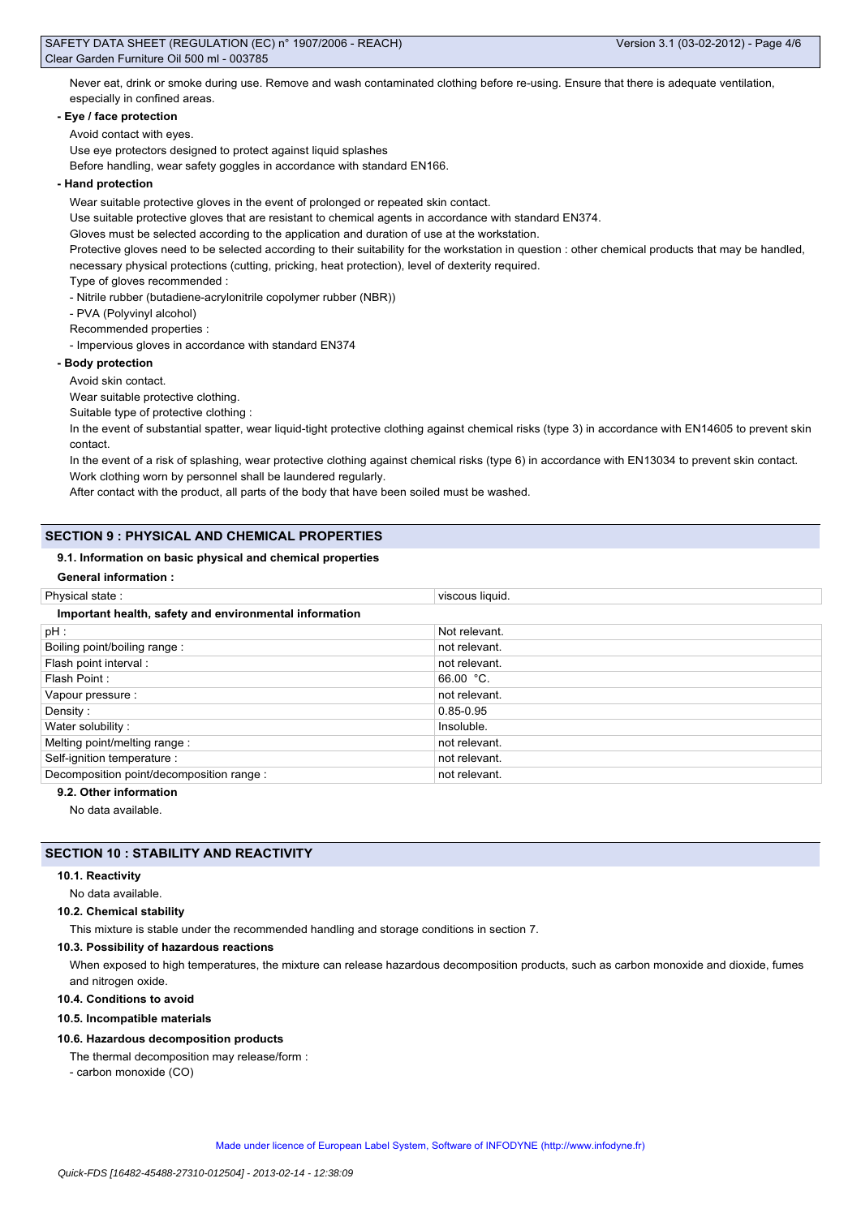Never eat, drink or smoke during use. Remove and wash contaminated clothing before re-using. Ensure that there is adequate ventilation, especially in confined areas.

**- Eye / face protection**

Avoid contact with eyes.

Use eye protectors designed to protect against liquid splashes

Before handling, wear safety goggles in accordance with standard EN166.

**- Hand protection**

Wear suitable protective gloves in the event of prolonged or repeated skin contact.

Use suitable protective gloves that are resistant to chemical agents in accordance with standard EN374.

Gloves must be selected according to the application and duration of use at the workstation.

Protective gloves need to be selected according to their suitability for the workstation in question : other chemical products that may be handled, necessary physical protections (cutting, pricking, heat protection), level of dexterity required.

Type of gloves recommended :

- Nitrile rubber (butadiene-acrylonitrile copolymer rubber (NBR))
- PVA (Polyvinyl alcohol)

Recommended properties :

- Impervious gloves in accordance with standard EN374

**- Body protection**

Avoid skin contact.

Wear suitable protective clothing.

Suitable type of protective clothing :

In the event of substantial spatter, wear liquid-tight protective clothing against chemical risks (type 3) in accordance with EN14605 to prevent skin contact.

In the event of a risk of splashing, wear protective clothing against chemical risks (type 6) in accordance with EN13034 to prevent skin contact.

Work clothing worn by personnel shall be laundered regularly.

After contact with the product, all parts of the body that have been soiled must be washed.

## SECTION 9 : PHYSICAL AND CHEMICAL PROPERTIES

### 9.1. Information on basic physical and chemical properties

**General information :**

| Physical state : | viscous liquid. |
|---|---|
| **Important health, safety and environmental information** | |
| pH : | Not relevant. |
| Boiling point/boiling range : | not relevant. |
| Flash point interval : | not relevant. |
| Flash Point : | 66.00 °C. |
| Vapour pressure : | not relevant. |
| Density : | 0.85-0.95 |
| Water solubility : | Insoluble. |
| Melting point/melting range : | not relevant. |
| Self-ignition temperature : | not relevant. |
| Decomposition point/decomposition range : | not relevant. |

### 9.2. Other information

No data available.

## SECTION 10 : STABILITY AND REACTIVITY

### 10.1. Reactivity

No data available.

### 10.2. Chemical stability

This mixture is stable under the recommended handling and storage conditions in section 7.

### 10.3. Possibility of hazardous reactions

When exposed to high temperatures, the mixture can release hazardous decomposition products, such as carbon monoxide and dioxide, fumes and nitrogen oxide.

### 10.4. Conditions to avoid

### 10.5. Incompatible materials

### 10.6. Hazardous decomposition products

The thermal decomposition may release/form :

- carbon monoxide (CO)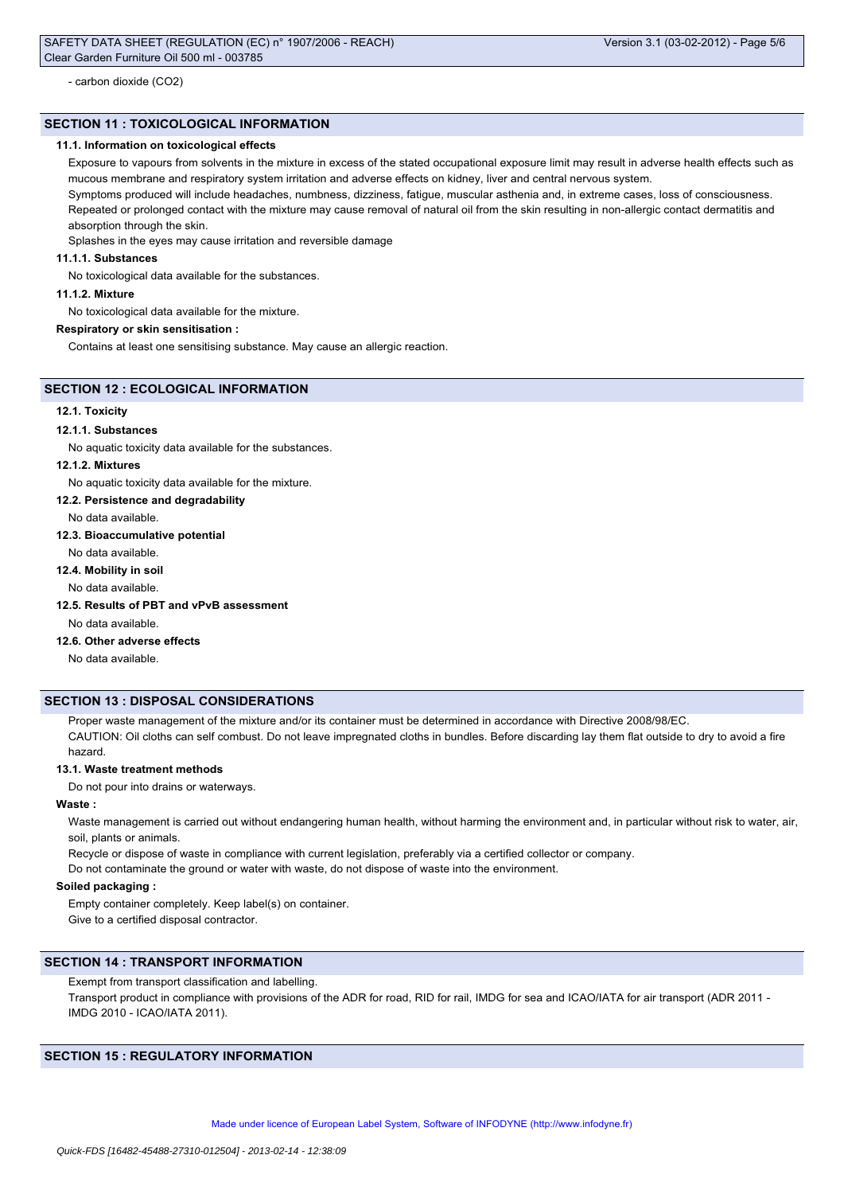- carbon dioxide ($CO_2$)

## SECTION 11 : TOXICOLOGICAL INFORMATION

### 11.1. Information on toxicological effects

Exposure to vapours from solvents in the mixture in excess of the stated occupational exposure limit may result in adverse health effects such as mucous membrane and respiratory system irritation and adverse effects on kidney, liver and central nervous system.

Symptoms produced will include headaches, numbness, dizziness, fatigue, muscular asthenia and, in extreme cases, loss of consciousness.

Repeated or prolonged contact with the mixture may cause removal of natural oil from the skin resulting in non-allergic contact dermatitis and absorption through the skin.

Splashes in the eyes may cause irritation and reversible damage

#### 11.1.1. Substances

No toxicological data available for the substances.

#### 11.1.2. Mixture

No toxicological data available for the mixture.

**Respiratory or skin sensitisation :**

Contains at least one sensitising substance. May cause an allergic reaction.

## SECTION 12 : ECOLOGICAL INFORMATION

### 12.1. Toxicity

#### 12.1.1. Substances

No aquatic toxicity data available for the substances.

#### 12.1.2. Mixtures

No aquatic toxicity data available for the mixture.

### 12.2. Persistence and degradability

No data available.

### 12.3. Bioaccumulative potential

No data available.

### 12.4. Mobility in soil

No data available.

### 12.5. Results of PBT and vPvB assessment

No data available.

### 12.6. Other adverse effects

No data available.

## SECTION 13 : DISPOSAL CONSIDERATIONS

Proper waste management of the mixture and/or its container must be determined in accordance with Directive 2008/98/EC.

CAUTION: Oil cloths can self combust. Do not leave impregnated cloths in bundles. Before discarding lay them flat outside to dry to avoid a fire hazard.

### 13.1. Waste treatment methods

Do not pour into drains or waterways.

**Waste :**

Waste management is carried out without endangering human health, without harming the environment and, in particular without risk to water, air, soil, plants or animals.

Recycle or dispose of waste in compliance with current legislation, preferably via a certified collector or company.

Do not contaminate the ground or water with waste, do not dispose of waste into the environment.

**Soiled packaging :**

Empty container completely. Keep label(s) on container.

Give to a certified disposal contractor.

## SECTION 14 : TRANSPORT INFORMATION

Exempt from transport classification and labelling.

Transport product in compliance with provisions of the ADR for road, RID for rail, IMDG for sea and ICAO/IATA for air transport (ADR 2011 - IMDG 2010 - ICAO/IATA 2011).

## SECTION 15 : REGULATORY INFORMATION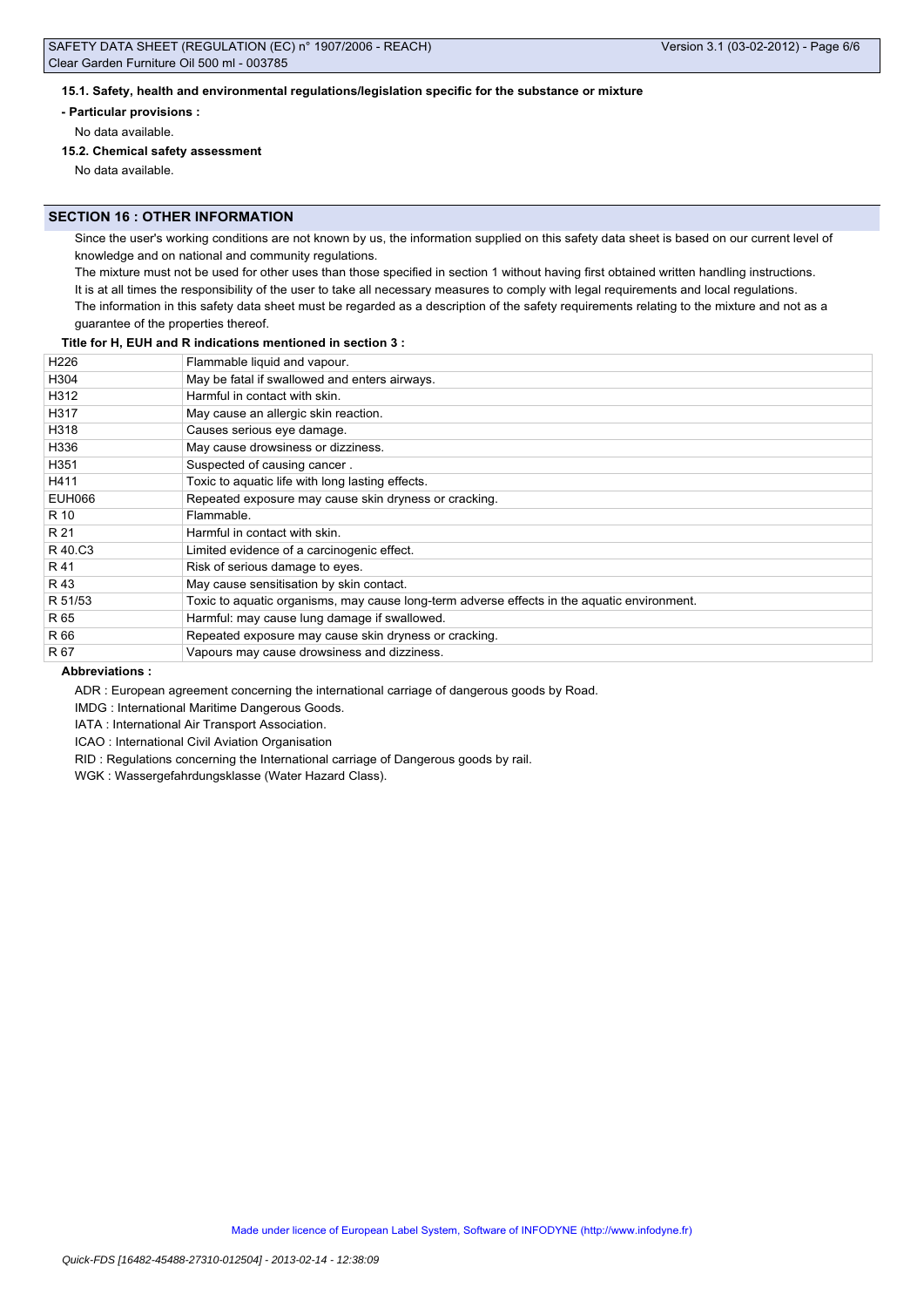### 15.1. Safety, health and environmental regulations/legislation specific for the substance or mixture

**- Particular provisions :**

No data available.

### 15.2. Chemical safety assessment

No data available.

## SECTION 16 : OTHER INFORMATION

Since the user's working conditions are not known by us, the information supplied on this safety data sheet is based on our current level of knowledge and on national and community regulations.

The mixture must not be used for other uses than those specified in section 1 without having first obtained written handling instructions.

It is at all times the responsibility of the user to take all necessary measures to comply with legal requirements and local regulations.

The information in this safety data sheet must be regarded as a description of the safety requirements relating to the mixture and not as a guarantee of the properties thereof.

**Title for H, EUH and R indications mentioned in section 3 :**

| | |
|---|---|
| H226 | Flammable liquid and vapour. |
| H304 | May be fatal if swallowed and enters airways. |
| H312 | Harmful in contact with skin. |
| H317 | May cause an allergic skin reaction. |
| H318 | Causes serious eye damage. |
| H336 | May cause drowsiness or dizziness. |
| H351 | Suspected of causing cancer . |
| H411 | Toxic to aquatic life with long lasting effects. |
| EUH066 | Repeated exposure may cause skin dryness or cracking. |
| R 10 | Flammable. |
| R 21 | Harmful in contact with skin. |
| R 40.C3 | Limited evidence of a carcinogenic effect. |
| R 41 | Risk of serious damage to eyes. |
| R 43 | May cause sensitisation by skin contact. |
| R 51/53 | Toxic to aquatic organisms, may cause long-term adverse effects in the aquatic environment. |
| R 65 | Harmful: may cause lung damage if swallowed. |
| R 66 | Repeated exposure may cause skin dryness or cracking. |
| R 67 | Vapours may cause drowsiness and dizziness. |

**Abbreviations :**

ADR : European agreement concerning the international carriage of dangerous goods by Road.

IMDG : International Maritime Dangerous Goods.

IATA : International Air Transport Association.

ICAO : International Civil Aviation Organisation

RID : Regulations concerning the International carriage of Dangerous goods by rail.

WGK : Wassergefahrdungsklasse (Water Hazard Class).

Made under licence of European Label System, Software of INFODYNE (http://www.infodyne.fr)

*Quick-FDS [16482-45488-27310-012504] - 2013-02-14 - 12:38:09*